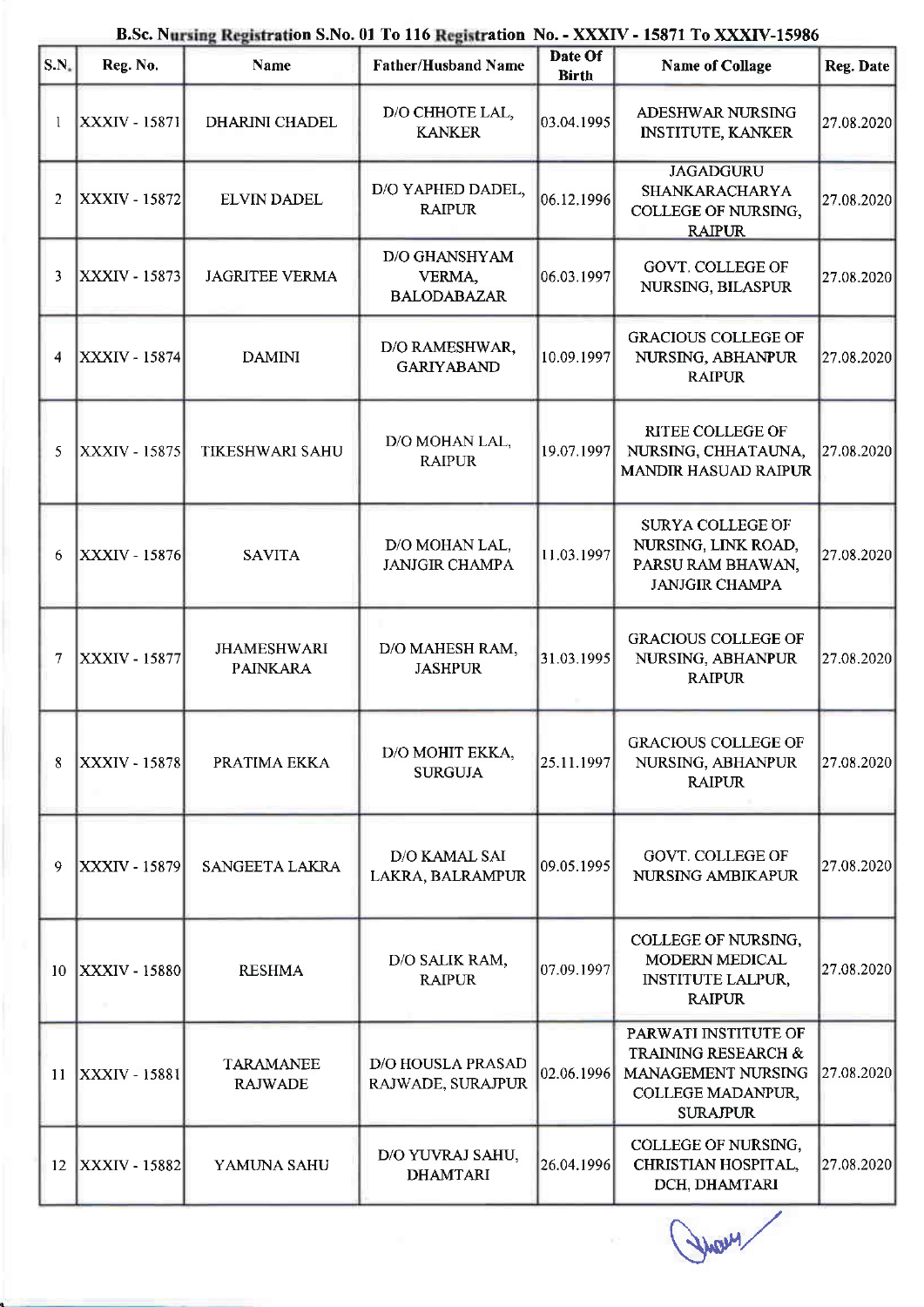**B.Sc. Nursing Registration S.No. 01 To 116 Registration No. - XXXIV - 15871 To XXXIV-15986**

| S.N. | Reg. No. | Name | Father/Husband Name | Date Of Birth | Name of Collage | Reg. Date |
|---|---|---|---|---|---|---|
| 1 | XXXIV - 15871 | DHARINI CHADEL | D/O CHHOTE LAL, KANKER | 03.04.1995 | ADESHWAR NURSING INSTITUTE, KANKER | 27.08.2020 |
| 2 | XXXIV - 15872 | ELVIN DADEL | D/O YAPHED DADEL, RAIPUR | 06.12.1996 | JAGADGURU SHANKARACHARYA COLLEGE OF NURSING, RAIPUR | 27.08.2020 |
| 3 | XXXIV - 15873 | JAGRITEE VERMA | D/O GHANSHYAM VERMA, BALODABAZAR | 06.03.1997 | GOVT. COLLEGE OF NURSING, BILASPUR | 27.08.2020 |
| 4 | XXXIV - 15874 | DAMINI | D/O RAMESHWAR, GARIYABAND | 10.09.1997 | GRACIOUS COLLEGE OF NURSING, ABHANPUR RAIPUR | 27.08.2020 |
| 5 | XXXIV - 15875 | TIKESHWARI SAHU | D/O MOHAN LAL, RAIPUR | 19.07.1997 | RITEE COLLEGE OF NURSING, CHHATAUNA, MANDIR HASUAD RAIPUR | 27.08.2020 |
| 6 | XXXIV - 15876 | SAVITA | D/O MOHAN LAL, JANJGIR CHAMPA | 11.03.1997 | SURYA COLLEGE OF NURSING, LINK ROAD, PARSU RAM BHAWAN, JANJGIR CHAMPA | 27.08.2020 |
| 7 | XXXIV - 15877 | JHAMESHWARI PAINKARA | D/O MAHESH RAM, JASHPUR | 31.03.1995 | GRACIOUS COLLEGE OF NURSING, ABHANPUR RAIPUR | 27.08.2020 |
| 8 | XXXIV - 15878 | PRATIMA EKKA | D/O MOHIT EKKA, SURGUJA | 25.11.1997 | GRACIOUS COLLEGE OF NURSING, ABHANPUR RAIPUR | 27.08.2020 |
| 9 | XXXIV - 15879 | SANGEETA LAKRA | D/O KAMAL SAI LAKRA, BALRAMPUR | 09.05.1995 | GOVT. COLLEGE OF NURSING AMBIKAPUR | 27.08.2020 |
| 10 | XXXIV - 15880 | RESHMA | D/O SALIK RAM, RAIPUR | 07.09.1997 | COLLEGE OF NURSING, MODERN MEDICAL INSTITUTE LALPUR, RAIPUR | 27.08.2020 |
| 11 | XXXIV - 15881 | TARAMANEE RAJWADE | D/O HOUSLA PRASAD RAJWADE, SURAJPUR | 02.06.1996 | PARWATI INSTITUTE OF TRAINING RESEARCH & MANAGEMENT NURSING COLLEGE MADANPUR, SURAJPUR | 27.08.2020 |
| 12 | XXXIV - 15882 | YAMUNA SAHU | D/O YUVRAJ SAHU, DHAMTARI | 26.04.1996 | COLLEGE OF NURSING, CHRISTIAN HOSPITAL, DCH, DHAMTARI | 27.08.2020 |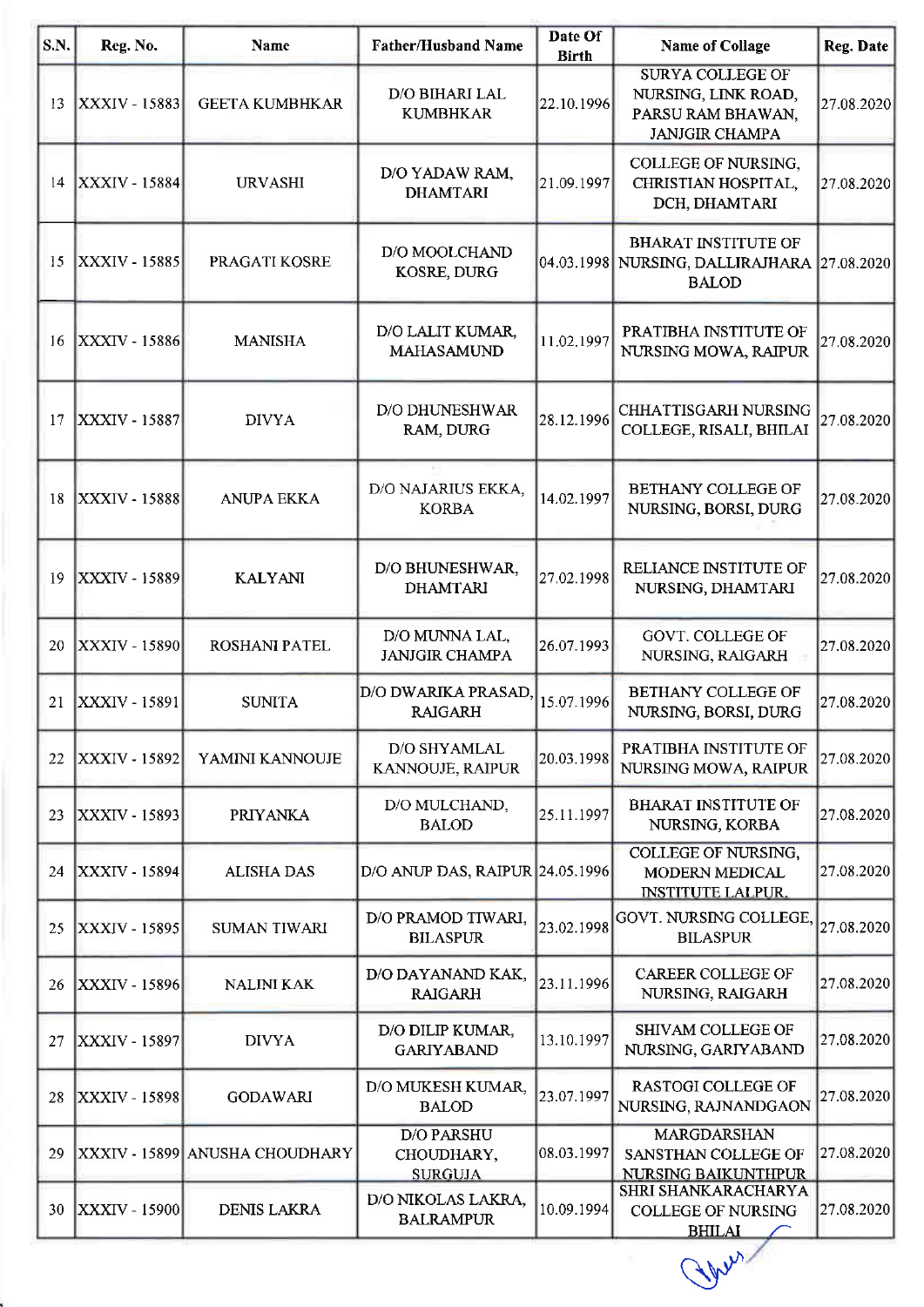| S.N. | Reg. No. | Name | Father/Husband Name | Date Of Birth | Name of Collage | Reg. Date |
|---|---|---|---|---|---|---|
| 13 | XXXIV - 15883 | GEETA KUMBHKAR | D/O BIHARI LAL KUMBHKAR | 22.10.1996 | SURYA COLLEGE OF NURSING, LINK ROAD, PARSU RAM BHAWAN, JANJGIR CHAMPA | 27.08.2020 |
| 14 | XXXIV - 15884 | URVASHI | D/O YADAW RAM, DHAMTARI | 21.09.1997 | COLLEGE OF NURSING, CHRISTIAN HOSPITAL, DCH, DHAMTARI | 27.08.2020 |
| 15 | XXXIV - 15885 | PRAGATI KOSRE | D/O MOOLCHAND KOSRE, DURG | 04.03.1998 | BHARAT INSTITUTE OF NURSING, DALLIRAJHARA BALOD | 27.08.2020 |
| 16 | XXXIV - 15886 | MANISHA | D/O LALIT KUMAR, MAHASAMUND | 11.02.1997 | PRATIBHA INSTITUTE OF NURSING MOWA, RAIPUR | 27.08.2020 |
| 17 | XXXIV - 15887 | DIVYA | D/O DHUNESHWAR RAM, DURG | 28.12.1996 | CHHATTISGARH NURSING COLLEGE, RISALI, BHILAI | 27.08.2020 |
| 18 | XXXIV - 15888 | ANUPA EKKA | D/O NAJARIUS EKKA, KORBA | 14.02.1997 | BETHANY COLLEGE OF NURSING, BORSI, DURG | 27.08.2020 |
| 19 | XXXIV - 15889 | KALYANI | D/O BHUNESHWAR, DHAMTARI | 27.02.1998 | RELIANCE INSTITUTE OF NURSING, DHAMTARI | 27.08.2020 |
| 20 | XXXIV - 15890 | ROSHANI PATEL | D/O MUNNA LAL, JANJGIR CHAMPA | 26.07.1993 | GOVT. COLLEGE OF NURSING, RAIGARH | 27.08.2020 |
| 21 | XXXIV - 15891 | SUNITA | D/O DWARIKA PRASAD, RAIGARH | 15.07.1996 | BETHANY COLLEGE OF NURSING, BORSI, DURG | 27.08.2020 |
| 22 | XXXIV - 15892 | YAMINI KANNOUJE | D/O SHYAMLAL KANNOUJE, RAIPUR | 20.03.1998 | PRATIBHA INSTITUTE OF NURSING MOWA, RAIPUR | 27.08.2020 |
| 23 | XXXIV - 15893 | PRIYANKA | D/O MULCHAND, BALOD | 25.11.1997 | BHARAT INSTITUTE OF NURSING, KORBA | 27.08.2020 |
| 24 | XXXIV - 15894 | ALISHA DAS | D/O ANUP DAS, RAIPUR | 24.05.1996 | COLLEGE OF NURSING, MODERN MEDICAL INSTITUTE LALPUR. | 27.08.2020 |
| 25 | XXXIV - 15895 | SUMAN TIWARI | D/O PRAMOD TIWARI, BILASPUR | 23.02.1998 | GOVT. NURSING COLLEGE, BILASPUR | 27.08.2020 |
| 26 | XXXIV - 15896 | NALINI KAK | D/O DAYANAND KAK, RAIGARH | 23.11.1996 | CAREER COLLEGE OF NURSING, RAIGARH | 27.08.2020 |
| 27 | XXXIV - 15897 | DIVYA | D/O DILIP KUMAR, GARIYABAND | 13.10.1997 | SHIVAM COLLEGE OF NURSING, GARIYABAND | 27.08.2020 |
| 28 | XXXIV - 15898 | GODAWARI | D/O MUKESH KUMAR, BALOD | 23.07.1997 | RASTOGI COLLEGE OF NURSING, RAJNANDGAON | 27.08.2020 |
| 29 | XXXIV - 15899 | ANUSHA CHOUDHARY | D/O PARSHU CHOUDHARY, SURGUJA | 08.03.1997 | MARGDARSHAN SANSTHAN COLLEGE OF NURSING BAIKUNTHPUR | 27.08.2020 |
| 30 | XXXIV - 15900 | DENIS LAKRA | D/O NIKOLAS LAKRA, BALRAMPUR | 10.09.1994 | SHRI SHANKARACHARYA COLLEGE OF NURSING BHILAI | 27.08.2020 |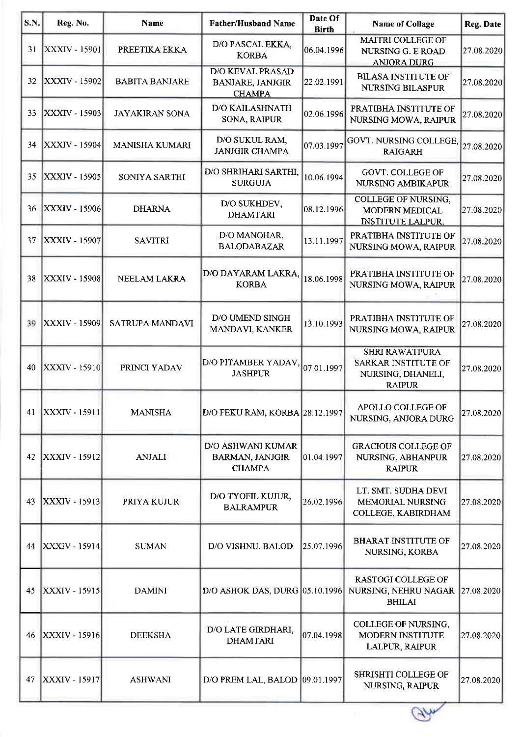| S.N. | Reg. No. | Name | Father/Husband Name | Date Of Birth | Name of Collage | Reg. Date |
|---|---|---|---|---|---|---|
| 31 | XXXIV - 15901 | PREETIKA EKKA | D/O PASCAL EKKA, KORBA | 06.04.1996 | MAITRI COLLEGE OF NURSING G. E ROAD ANJORA DURG | 27.08.2020 |
| 32 | XXXIV - 15902 | BABITA BANJARE | D/O KEVAL PRASAD BANJARE, JANJGIR CHAMPA | 22.02.1991 | BILASA INSTITUTE OF NURSING BILASPUR | 27.08.2020 |
| 33 | XXXIV - 15903 | JAYAKIRAN SONA | D/O KAILASHNATH SONA, RAIPUR | 02.06.1996 | PRATIBHA INSTITUTE OF NURSING MOWA, RAIPUR | 27.08.2020 |
| 34 | XXXIV - 15904 | MANISHA KUMARI | D/O SUKUL RAM, JANJGIR CHAMPA | 07.03.1997 | GOVT. NURSING COLLEGE, RAIGARH | 27.08.2020 |
| 35 | XXXIV - 15905 | SONIYA SARTHI | D/O SHRIHARI SARTHI, SURGUJA | 10.06.1994 | GOVT. COLLEGE OF NURSING AMBIKAPUR | 27.08.2020 |
| 36 | XXXIV - 15906 | DHARNA | D/O SUKHDEV, DHAMTARI | 08.12.1996 | COLLEGE OF NURSING, MODERN MEDICAL INSTITUTE LALPUR. | 27.08.2020 |
| 37 | XXXIV - 15907 | SAVITRI | D/O MANOHAR, BALODABAZAR | 13.11.1997 | PRATIBHA INSTITUTE OF NURSING MOWA, RAIPUR | 27.08.2020 |
| 38 | XXXIV - 15908 | NEELAM LAKRA | D/O DAYARAM LAKRA, KORBA | 18.06.1998 | PRATIBHA INSTITUTE OF NURSING MOWA, RAIPUR | 27.08.2020 |
| 39 | XXXIV - 15909 | SATRUPA MANDAVI | D/O UMEND SINGH MANDAVI, KANKER | 13.10.1993 | PRATIBHA INSTITUTE OF NURSING MOWA, RAIPUR | 27.08.2020 |
| 40 | XXXIV - 15910 | PRINCI YADAV | D/O PITAMBER YADAV, JASHPUR | 07.01.1997 | SHRI RAWATPURA SARKAR INSTITUTE OF NURSING, DHANELI, RAIPUR | 27.08.2020 |
| 41 | XXXIV - 15911 | MANISHA | D/O FEKU RAM, KORBA | 28.12.1997 | APOLLO COLLEGE OF NURSING, ANJORA DURG | 27.08.2020 |
| 42 | XXXIV - 15912 | ANJALI | D/O ASHWANI KUMAR BARMAN, JANJGIR CHAMPA | 01.04.1997 | GRACIOUS COLLEGE OF NURSING, ABHANPUR RAIPUR | 27.08.2020 |
| 43 | XXXIV - 15913 | PRIYA KUJUR | D/O TYOFIL KUJUR, BALRAMPUR | 26.02.1996 | LT. SMT. SUDHA DEVI MEMORIAL NURSING COLLEGE, KABIRDHAM | 27.08.2020 |
| 44 | XXXIV - 15914 | SUMAN | D/O VISHNU, BALOD | 25.07.1996 | BHARAT INSTITUTE OF NURSING, KORBA | 27.08.2020 |
| 45 | XXXIV - 15915 | DAMINI | D/O ASHOK DAS, DURG | 05.10.1996 | RASTOGI COLLEGE OF NURSING, NEHRU NAGAR BHILAI | 27.08.2020 |
| 46 | XXXIV - 15916 | DEEKSHA | D/O LATE GIRDHARI, DHAMTARI | 07.04.1998 | COLLEGE OF NURSING, MODERN INSTITUTE LALPUR, RAIPUR | 27.08.2020 |
| 47 | XXXIV - 15917 | ASHWANI | D/O PREM LAL, BALOD | 09.01.1997 | SHRISHTI COLLEGE OF NURSING, RAIPUR | 27.08.2020 |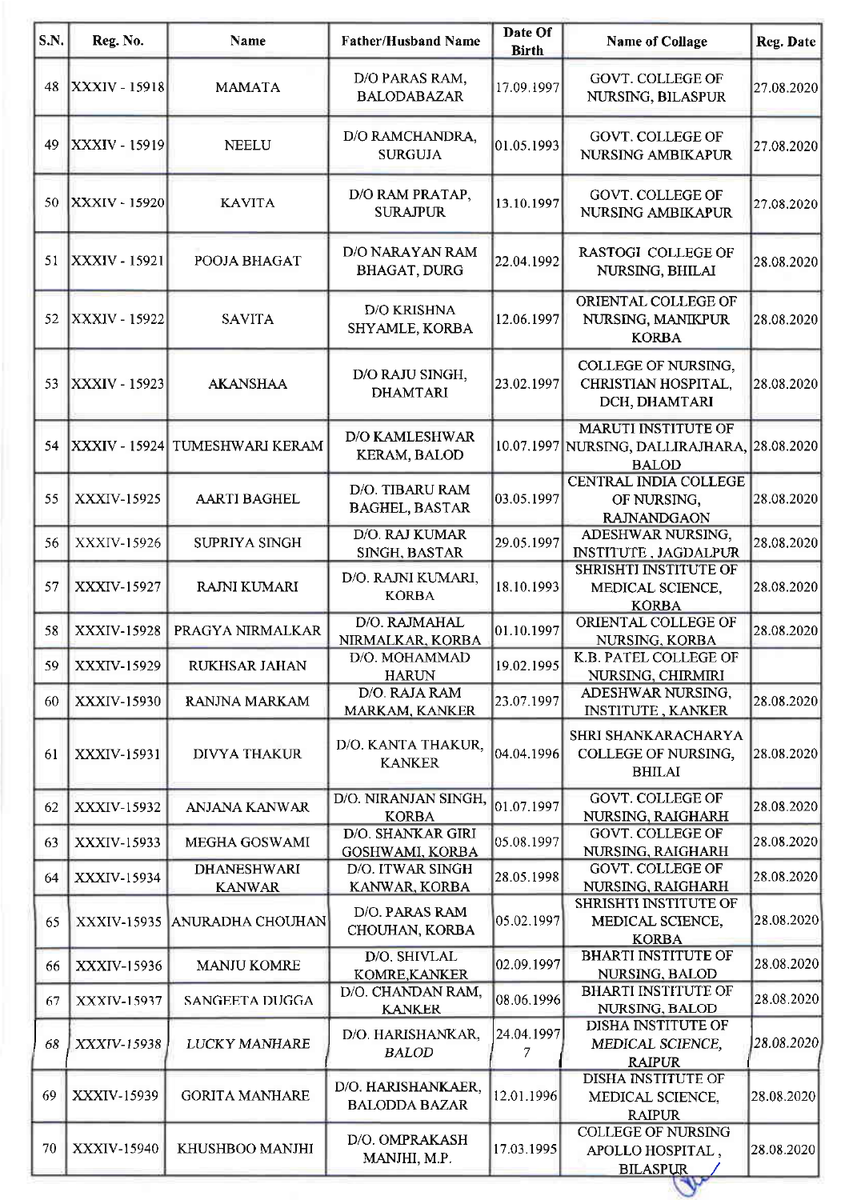| S.N. | Reg. No. | Name | Father/Husband Name | Date Of Birth | Name of Collage | Reg. Date |
|---|---|---|---|---|---|---|
| 48 | XXXIV - 15918 | MAMATA | D/O PARAS RAM, BALODABAZAR | 17.09.1997 | GOVT. COLLEGE OF NURSING, BILASPUR | 27.08.2020 |
| 49 | XXXIV - 15919 | NEELU | D/O RAMCHANDRA, SURGUJA | 01.05.1993 | GOVT. COLLEGE OF NURSING AMBIKAPUR | 27.08.2020 |
| 50 | XXXIV - 15920 | KAVITA | D/O RAM PRATAP, SURAJPUR | 13.10.1997 | GOVT. COLLEGE OF NURSING AMBIKAPUR | 27.08.2020 |
| 51 | XXXIV - 15921 | POOJA BHAGAT | D/O NARAYAN RAM BHAGAT, DURG | 22.04.1992 | RASTOGI COLLEGE OF NURSING, BHILAI | 28.08.2020 |
| 52 | XXXIV - 15922 | SAVITA | D/O KRISHNA SHYAMLE, KORBA | 12.06.1997 | ORIENTAL COLLEGE OF NURSING, MANIKPUR KORBA | 28.08.2020 |
| 53 | XXXIV - 15923 | AKANSHAA | D/O RAJU SINGH, DHAMTARI | 23.02.1997 | COLLEGE OF NURSING, CHRISTIAN HOSPITAL, DCH, DHAMTARI | 28.08.2020 |
| 54 | XXXIV - 15924 | TUMESHWARI KERAM | D/O KAMLESHWAR KERAM, BALOD | 10.07.1997 | MARUTI INSTITUTE OF NURSING, DALLIRAJHARA, BALOD | 28.08.2020 |
| 55 | XXXIV-15925 | AARTI BAGHEL | D/O. TIBARU RAM BAGHEL, BASTAR | 03.05.1997 | CENTRAL INDIA COLLEGE OF NURSING, RAJNANDGAON | 28.08.2020 |
| 56 | XXXIV-15926 | SUPRIYA SINGH | D/O. RAJ KUMAR SINGH, BASTAR | 29.05.1997 | ADESHWAR NURSING, INSTITUTE , JAGDALPUR | 28.08.2020 |
| 57 | XXXIV-15927 | RAJNI KUMARI | D/O. RAJNI KUMARI, KORBA | 18.10.1993 | SHRISHTI INSTITUTE OF MEDICAL SCIENCE, KORBA | 28.08.2020 |
| 58 | XXXIV-15928 | PRAGYA NIRMALKAR | D/O. RAJMAHAL NIRMALKAR, KORBA | 01.10.1997 | ORIENTAL COLLEGE OF NURSING, KORBA | 28.08.2020 |
| 59 | XXXIV-15929 | RUKHSAR JAHAN | D/O. MOHAMMAD HARUN | 19.02.1995 | K.B. PATEL COLLEGE OF NURSING, CHIRMIRI | |
| 60 | XXXIV-15930 | RANJNA MARKAM | D/O. RAJA RAM MARKAM, KANKER | 23.07.1997 | ADESHWAR NURSING, INSTITUTE , KANKER | 28.08.2020 |
| 61 | XXXIV-15931 | DIVYA THAKUR | D/O. KANTA THAKUR, KANKER | 04.04.1996 | SHRI SHANKARACHARYA COLLEGE OF NURSING, BHILAI | 28.08.2020 |
| 62 | XXXIV-15932 | ANJANA KANWAR | D/O. NIRANJAN SINGH, KORBA | 01.07.1997 | GOVT. COLLEGE OF NURSING, RAIGHARH | 28.08.2020 |
| 63 | XXXIV-15933 | MEGHA GOSWAMI | D/O. SHANKAR GIRI GOSHWAMI, KORBA | 05.08.1997 | GOVT. COLLEGE OF NURSING, RAIGHARH | 28.08.2020 |
| 64 | XXXIV-15934 | DHANESHWARI KANWAR | D/O. ITWAR SINGH KANWAR, KORBA | 28.05.1998 | GOVT. COLLEGE OF NURSING, RAIGHARH | 28.08.2020 |
| 65 | XXXIV-15935 | ANURADHA CHOUHAN | D/O. PARAS RAM CHOUHAN, KORBA | 05.02.1997 | SHRISHTI INSTITUTE OF MEDICAL SCIENCE, KORBA | 28.08.2020 |
| 66 | XXXIV-15936 | MANJU KOMRE | D/O. SHIVLAL KOMRE,KANKER | 02.09.1997 | BHARTI INSTITUTE OF NURSING, BALOD | 28.08.2020 |
| 67 | XXXIV-15937 | SANGEETA DUGGA | D/O. CHANDAN RAM, KANKER | 08.06.1996 | BHARTI INSTITUTE OF NURSING, BALOD | 28.08.2020 |
| 68 | XXXIV-15938 | LUCKY MANHARE | D/O. HARISHANKAR, BALOD | 24.04.1997 | DISHA INSTITUTE OF MEDICAL SCIENCE, RAIPUR | 28.08.2020 |
| 69 | XXXIV-15939 | GORITA MANHARE | D/O. HARISHANKAER, BALODDA BAZAR | 12.01.1996 | DISHA INSTITUTE OF MEDICAL SCIENCE, RAIPUR | 28.08.2020 |
| 70 | XXXIV-15940 | KHUSHBOO MANJHI | D/O. OMPRAKASH MANJHI, M.P. | 17.03.1995 | COLLEGE OF NURSING APOLLO HOSPITAL , BILASPUR | 28.08.2020 |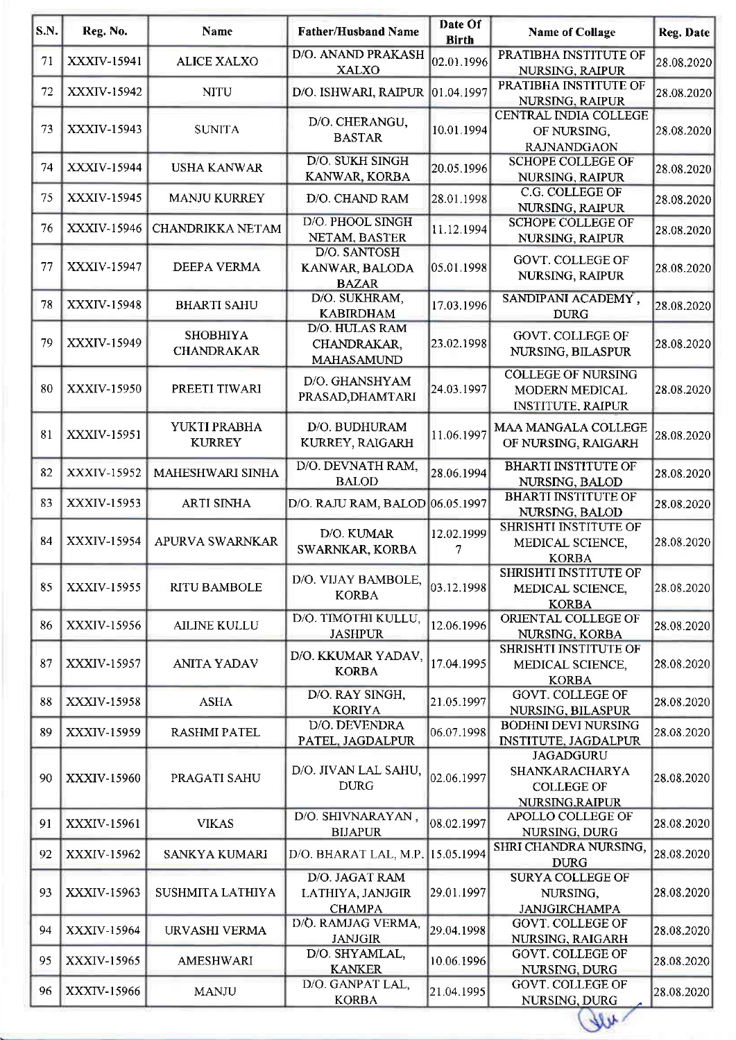| S.N. | Reg. No. | Name | Father/Husband Name | Date Of Birth | Name of Collage | Reg. Date |
|---|---|---|---|---|---|---|
| 71 | XXXIV-15941 | ALICE XALXO | D/O. ANAND PRAKASH XALXO | 02.01.1996 | PRATIBHA INSTITUTE OF NURSING, RAIPUR | 28.08.2020 |
| 72 | XXXIV-15942 | NITU | D/O. ISHWARI, RAIPUR | 01.04.1997 | PRATIBHA INSTITUTE OF NURSING, RAIPUR | 28.08.2020 |
| 73 | XXXIV-15943 | SUNITA | D/O. CHERANGU, BASTAR | 10.01.1994 | CENTRAL INDIA COLLEGE OF NURSING, RAJNANDGAON | 28.08.2020 |
| 74 | XXXIV-15944 | USHA KANWAR | D/O. SUKH SINGH KANWAR, KORBA | 20.05.1996 | SCHOPE COLLEGE OF NURSING, RAIPUR | 28.08.2020 |
| 75 | XXXIV-15945 | MANJU KURREY | D/O. CHAND RAM | 28.01.1998 | C.G. COLLEGE OF NURSING, RAIPUR | 28.08.2020 |
| 76 | XXXIV-15946 | CHANDRIKKA NETAM | D/O. PHOOL SINGH NETAM, BASTER | 11.12.1994 | SCHOPE COLLEGE OF NURSING, RAIPUR | 28.08.2020 |
| 77 | XXXIV-15947 | DEEPA VERMA | D/O. SANTOSH KANWAR, BALODA BAZAR | 05.01.1998 | GOVT. COLLEGE OF NURSING, RAIPUR | 28.08.2020 |
| 78 | XXXIV-15948 | BHARTI SAHU | D/O. SUKHRAM, KABIRDHAM | 17.03.1996 | SANDIPANI ACADEMY, DURG | 28.08.2020 |
| 79 | XXXIV-15949 | SHOBHIYA CHANDRAKAR | D/O. HULAS RAM CHANDRAKAR, MAHASAMUND | 23.02.1998 | GOVT. COLLEGE OF NURSING, BILASPUR | 28.08.2020 |
| 80 | XXXIV-15950 | PREETI TIWARI | D/O. GHANSHYAM PRASAD,DHAMTARI | 24.03.1997 | COLLEGE OF NURSING MODERN MEDICAL INSTITUTE, RAIPUR | 28.08.2020 |
| 81 | XXXIV-15951 | YUKTI PRABHA KURREY | D/O. BUDHURAM KURREY, RAIGARH | 11.06.1997 | MAA MANGALA COLLEGE OF NURSING, RAIGARH | 28.08.2020 |
| 82 | XXXIV-15952 | MAHESHWARI SINHA | D/O. DEVNATH RAM, BALOD | 28.06.1994 | BHARTI INSTITUTE OF NURSING, BALOD | 28.08.2020 |
| 83 | XXXIV-15953 | ARTI SINHA | D/O. RAJU RAM, BALOD | 06.05.1997 | BHARTI INSTITUTE OF NURSING, BALOD | 28.08.2020 |
| 84 | XXXIV-15954 | APURVA SWARNKAR | D/O. KUMAR SWARNKAR, KORBA | 12.02.1999 7 | SHRISHTI INSTITUTE OF MEDICAL SCIENCE, KORBA | 28.08.2020 |
| 85 | XXXIV-15955 | RITU BAMBOLE | D/O. VIJAY BAMBOLE, KORBA | 03.12.1998 | SHRISHTI INSTITUTE OF MEDICAL SCIENCE, KORBA | 28.08.2020 |
| 86 | XXXIV-15956 | AILINE KULLU | D/O. TIMOTHI KULLU, JASHPUR | 12.06.1996 | ORIENTAL COLLEGE OF NURSING, KORBA | 28.08.2020 |
| 87 | XXXIV-15957 | ANITA YADAV | D/O. KKUMAR YADAV, KORBA | 17.04.1995 | SHRISHTI INSTITUTE OF MEDICAL SCIENCE, KORBA | 28.08.2020 |
| 88 | XXXIV-15958 | ASHA | D/O. RAY SINGH, KORIYA | 21.05.1997 | GOVT. COLLEGE OF NURSING, BILASPUR | 28.08.2020 |
| 89 | XXXIV-15959 | RASHMI PATEL | D/O. DEVENDRA PATEL, JAGDALPUR | 06.07.1998 | BODHNI DEVI NURSING INSTITUTE, JAGDALPUR | 28.08.2020 |
| 90 | XXXIV-15960 | PRAGATI SAHU | D/O. JIVAN LAL SAHU, DURG | 02.06.1997 | JAGADGURU SHANKARACHARYA COLLEGE OF NURSING,RAIPUR | 28.08.2020 |
| 91 | XXXIV-15961 | VIKAS | D/O. SHIVNARAYAN, BIJAPUR | 08.02.1997 | APOLLO COLLEGE OF NURSING, DURG | 28.08.2020 |
| 92 | XXXIV-15962 | SANKYA KUMARI | D/O. BHARAT LAL, M.P. | 15.05.1994 | SHRI CHANDRA NURSING, DURG | 28.08.2020 |
| 93 | XXXIV-15963 | SUSHMITA LATHIYA | D/O. JAGAT RAM LATHIYA, JANJGIR CHAMPA | 29.01.1997 | SURYA COLLEGE OF NURSING, JANJGIRCHAMPA | 28.08.2020 |
| 94 | XXXIV-15964 | URVASHI VERMA | D/O. RAMJAG VERMA, JANJGIR | 29.04.1998 | GOVT. COLLEGE OF NURSING, RAIGARH | 28.08.2020 |
| 95 | XXXIV-15965 | AMESHWARI | D/O. SHYAMLAL, KANKER | 10.06.1996 | GOVT. COLLEGE OF NURSING, DURG | 28.08.2020 |
| 96 | XXXIV-15966 | MANJU | D/O. GANPAT LAL, KORBA | 21.04.1995 | GOVT. COLLEGE OF NURSING, DURG | 28.08.2020 |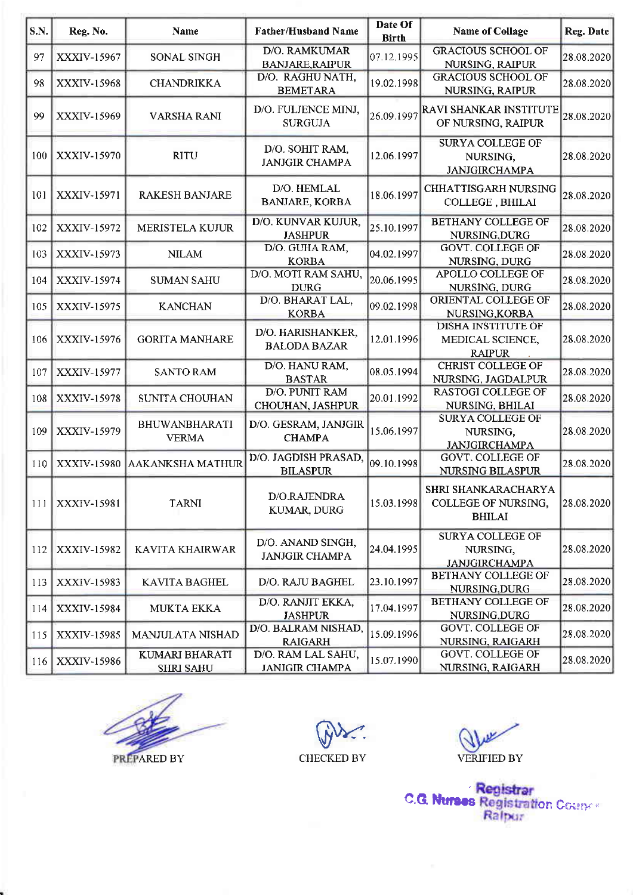| S.N. | Reg. No. | Name | Father/Husband Name | Date Of Birth | Name of Collage | Reg. Date |
|---|---|---|---|---|---|---|
| 97 | XXXIV-15967 | SONAL SINGH | D/O. RAMKUMAR BANJARE,RAIPUR | 07.12.1995 | GRACIOUS SCHOOL OF NURSING, RAIPUR | 28.08.2020 |
| 98 | XXXIV-15968 | CHANDRIKKA | D/O. RAGHU NATH, BEMETARA | 19.02.1998 | GRACIOUS SCHOOL OF NURSING, RAIPUR | 28.08.2020 |
| 99 | XXXIV-15969 | VARSHA RANI | D/O. FULJENCE MINJ, SURGUJA | 26.09.1997 | RAVI SHANKAR INSTITUTE OF NURSING, RAIPUR | 28.08.2020 |
| 100 | XXXIV-15970 | RITU | D/O. SOHIT RAM, JANJGIR CHAMPA | 12.06.1997 | SURYA COLLEGE OF NURSING, JANJGIRCHAMPA | 28.08.2020 |
| 101 | XXXIV-15971 | RAKESH BANJARE | D/O. HEMLAL BANJARE, KORBA | 18.06.1997 | CHHATTISGARH NURSING COLLEGE , BHILAI | 28.08.2020 |
| 102 | XXXIV-15972 | MERISTELA KUJUR | D/O. KUNVAR KUJUR, JASHPUR | 25.10.1997 | BETHANY COLLEGE OF NURSING,DURG | 28.08.2020 |
| 103 | XXXIV-15973 | NILAM | D/O. GUHA RAM, KORBA | 04.02.1997 | GOVT. COLLEGE OF NURSING, DURG | 28.08.2020 |
| 104 | XXXIV-15974 | SUMAN SAHU | D/O. MOTI RAM SAHU, DURG | 20.06.1995 | APOLLO COLLEGE OF NURSING, DURG | 28.08.2020 |
| 105 | XXXIV-15975 | KANCHAN | D/O. BHARAT LAL, KORBA | 09.02.1998 | ORIENTAL COLLEGE OF NURSING,KORBA | 28.08.2020 |
| 106 | XXXIV-15976 | GORITA MANHARE | D/O. HARISHANKER, BALODA BAZAR | 12.01.1996 | DISHA INSTITUTE OF MEDICAL SCIENCE, RAIPUR | 28.08.2020 |
| 107 | XXXIV-15977 | SANTO RAM | D/O. HANU RAM, BASTAR | 08.05.1994 | CHRIST COLLEGE OF NURSING, JAGDALPUR | 28.08.2020 |
| 108 | XXXIV-15978 | SUNITA CHOUHAN | D/O. PUNIT RAM CHOUHAN, JASHPUR | 20.01.1992 | RASTOGI COLLEGE OF NURSING, BHILAI | 28.08.2020 |
| 109 | XXXIV-15979 | BHUWANBHARATI VERMA | D/O. GESRAM, JANJGIR CHAMPA | 15.06.1997 | SURYA COLLEGE OF NURSING, JANJGIRCHAMPA | 28.08.2020 |
| 110 | XXXIV-15980 | AAKANKSHA MATHUR | D/O. JAGDISH PRASAD, BILASPUR | 09.10.1998 | GOVT. COLLEGE OF NURSING BILASPUR | 28.08.2020 |
| 111 | XXXIV-15981 | TARNI | D/O.RAJENDRA KUMAR, DURG | 15.03.1998 | SHRI SHANKARACHARYA COLLEGE OF NURSING, BHILAI | 28.08.2020 |
| 112 | XXXIV-15982 | KAVITA KHAIRWAR | D/O. ANAND SINGH, JANJGIR CHAMPA | 24.04.1995 | SURYA COLLEGE OF NURSING, JANJGIRCHAMPA | 28.08.2020 |
| 113 | XXXIV-15983 | KAVITA BAGHEL | D/O. RAJU BAGHEL | 23.10.1997 | BETHANY COLLEGE OF NURSING,DURG | 28.08.2020 |
| 114 | XXXIV-15984 | MUKTA EKKA | D/O. RANJIT EKKA, JASHPUR | 17.04.1997 | BETHANY COLLEGE OF NURSING,DURG | 28.08.2020 |
| 115 | XXXIV-15985 | MANJULATA NISHAD | D/O. BALRAM NISHAD, RAIGARH | 15.09.1996 | GOVT. COLLEGE OF NURSING, RAIGARH | 28.08.2020 |
| 116 | XXXIV-15986 | KUMARI BHARATI SHRI SAHU | D/O. RAM LAL SAHU, JANJGIR CHAMPA | 15.07.1990 | GOVT. COLLEGE OF NURSING, RAIGARH | 28.08.2020 |

PREPARED BY

CHECKED BY

VERIFIED BY

Registrar
C.G. Nurses Registration Council
Raipur